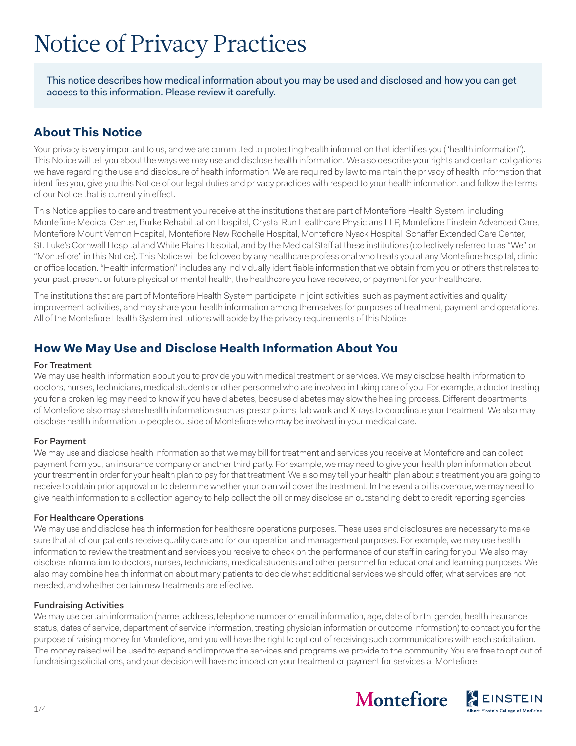# Notice of Privacy Practices

This notice describes how medical information about you may be used and disclosed and how you can get access to this information. Please review it carefully.

## About This Notice

Your privacy is very important to us, and we are committed to protecting health information that identifies you ("health information"). This Notice will tell you about the ways we may use and disclose health information. We also describe your rights and certain obligations we have regarding the use and disclosure of health information. We are required by law to maintain the privacy of health information that identifies you, give you this Notice of our legal duties and privacy practices with respect to your health information, and follow the terms of our Notice that is currently in effect.

This Notice applies to care and treatment you receive at the institutions that are part of Montefiore Health System, including Montefiore Medical Center, Burke Rehabilitation Hospital, Crystal Run Healthcare Physicians LLP, Montefiore Einstein Advanced Care, Montefiore Mount Vernon Hospital, Montefiore New Rochelle Hospital, Montefiore Nyack Hospital, Schaffer Extended Care Center, St. Luke's Cornwall Hospital and White Plains Hospital, and by the Medical Staff at these institutions (collectively referred to as "We" or "Montefiore" in this Notice). This Notice will be followed by any healthcare professional who treats you at any Montefiore hospital, clinic or office location. "Health information" includes any individually identifiable information that we obtain from you or others that relates to your past, present or future physical or mental health, the healthcare you have received, or payment for your healthcare.

The institutions that are part of Montefiore Health System participate in joint activities, such as payment activities and quality improvement activities, and may share your health information among themselves for purposes of treatment, payment and operations. All of the Montefiore Health System institutions will abide by the privacy requirements of this Notice.

## How We May Use and Disclose Health Information About You

### For Treatment

We may use health information about you to provide you with medical treatment or services. We may disclose health information to doctors, nurses, technicians, medical students or other personnel who are involved in taking care of you. For example, a doctor treating you for a broken leg may need to know if you have diabetes, because diabetes may slow the healing process. Different departments of Montefiore also may share health information such as prescriptions, lab work and X-rays to coordinate your treatment. We also may disclose health information to people outside of Montefiore who may be involved in your medical care.

### For Payment

We may use and disclose health information so that we may bill for treatment and services you receive at Montefiore and can collect payment from you, an insurance company or another third party. For example, we may need to give your health plan information about your treatment in order for your health plan to pay for that treatment. We also may tell your health plan about a treatment you are going to receive to obtain prior approval or to determine whether your plan will cover the treatment. In the event a bill is overdue, we may need to give health information to a collection agency to help collect the bill or may disclose an outstanding debt to credit reporting agencies.

### For Healthcare Operations

We may use and disclose health information for healthcare operations purposes. These uses and disclosures are necessary to make sure that all of our patients receive quality care and for our operation and management purposes. For example, we may use health information to review the treatment and services you receive to check on the performance of our staff in caring for you. We also may disclose information to doctors, nurses, technicians, medical students and other personnel for educational and learning purposes. We also may combine health information about many patients to decide what additional services we should offer, what services are not needed, and whether certain new treatments are effective.

### Fundraising Activities

We may use certain information (name, address, telephone number or email information, age, date of birth, gender, health insurance status, dates of service, department of service information, treating physician information or outcome information) to contact you for the purpose of raising money for Montefiore, and you will have the right to opt out of receiving such communications with each solicitation. The money raised will be used to expand and improve the services and programs we provide to the community. You are free to opt out of fundraising solicitations, and your decision will have no impact on your treatment or payment for services at Montefiore.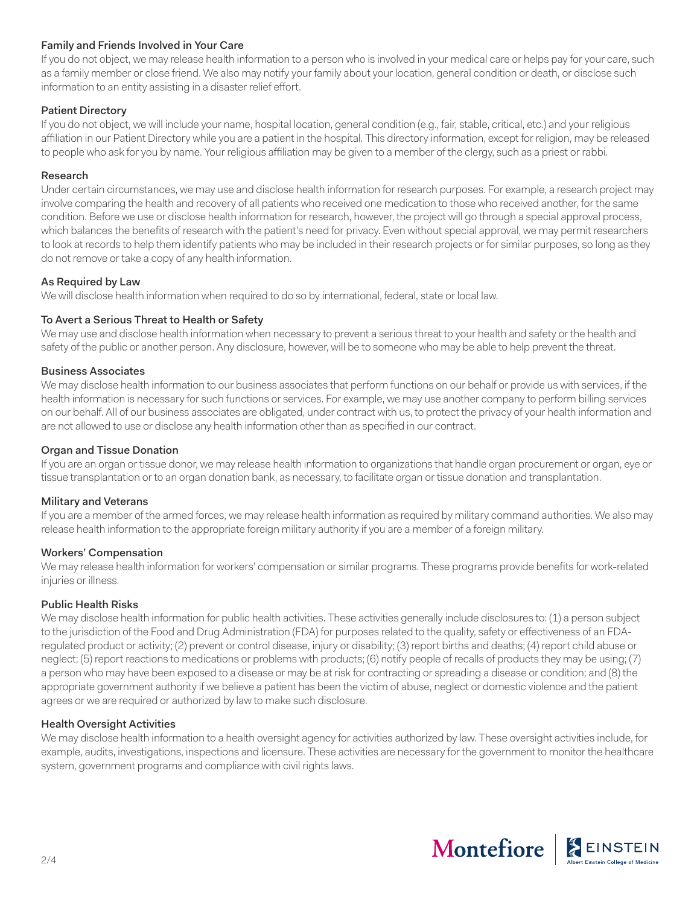### Family and Friends Involved in Your Care

If you do not object, we may release health information to a person who is involved in your medical care or helps pay for your care, such as a family member or close friend. We also may notify your family about your location, general condition or death, or disclose such information to an entity assisting in a disaster relief effort.

### Patient Directory

If you do not object, we will include your name, hospital location, general condition (e.g., fair, stable, critical, etc.) and your religious affiliation in our Patient Directory while you are a patient in the hospital. This directory information, except for religion, may be released to people who ask for you by name. Your religious affiliation may be given to a member of the clergy, such as a priest or rabbi.

### Research

Under certain circumstances, we may use and disclose health information for research purposes. For example, a research project may involve comparing the health and recovery of all patients who received one medication to those who received another, for the same condition. Before we use or disclose health information for research, however, the project will go through a special approval process, which balances the benefits of research with the patient's need for privacy. Even without special approval, we may permit researchers to look at records to help them identify patients who may be included in their research projects or for similar purposes, so long as they do not remove or take a copy of any health information.

### As Required by Law

We will disclose health information when required to do so by international, federal, state or local law.

### To Avert a Serious Threat to Health or Safety

We may use and disclose health information when necessary to prevent a serious threat to your health and safety or the health and safety of the public or another person. Any disclosure, however, will be to someone who may be able to help prevent the threat.

### Business Associates

We may disclose health information to our business associates that perform functions on our behalf or provide us with services, if the health information is necessary for such functions or services. For example, we may use another company to perform billing services on our behalf. All of our business associates are obligated, under contract with us, to protect the privacy of your health information and are not allowed to use or disclose any health information other than as specified in our contract.

### Organ and Tissue Donation

If you are an organ or tissue donor, we may release health information to organizations that handle organ procurement or organ, eye or tissue transplantation or to an organ donation bank, as necessary, to facilitate organ or tissue donation and transplantation.

### Military and Veterans

If you are a member of the armed forces, we may release health information as required by military command authorities. We also may release health information to the appropriate foreign military authority if you are a member of a foreign military.

### Workers' Compensation

We may release health information for workers' compensation or similar programs. These programs provide benefits for work-related injuries or illness.

### Public Health Risks

We may disclose health information for public health activities. These activities generally include disclosures to: (1) a person subject to the jurisdiction of the Food and Drug Administration (FDA) for purposes related to the quality, safety or effectiveness of an FDA-regulated product or activity; (2) prevent or control disease, injury or disability; (3) report births and deaths; (4) report child abuse or neglect; (5) report reactions to medications or problems with products; (6) notify people of recalls of products they may be using; (7) a person who may have been exposed to a disease or may be at risk for contracting or spreading a disease or condition; and (8) the appropriate government authority if we believe a patient has been the victim of abuse, neglect or domestic violence and the patient agrees or we are required or authorized by law to make such disclosure.

### Health Oversight Activities

We may disclose health information to a health oversight agency for activities authorized by law. These oversight activities include, for example, audits, investigations, inspections and licensure. These activities are necessary for the government to monitor the healthcare system, government programs and compliance with civil rights laws.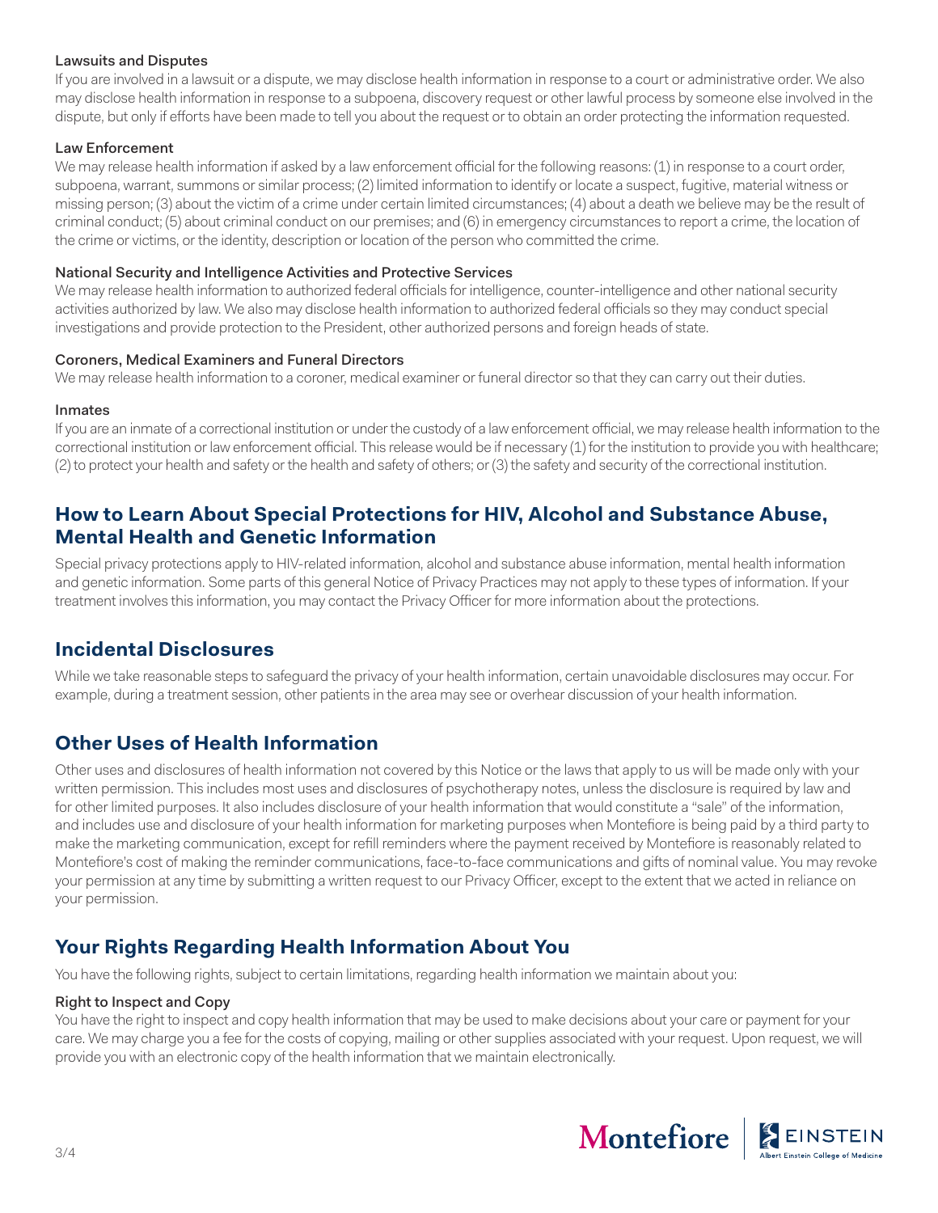### Lawsuits and Disputes

If you are involved in a lawsuit or a dispute, we may disclose health information in response to a court or administrative order. We also may disclose health information in response to a subpoena, discovery request or other lawful process by someone else involved in the dispute, but only if efforts have been made to tell you about the request or to obtain an order protecting the information requested.

### Law Enforcement

We may release health information if asked by a law enforcement official for the following reasons: (1) in response to a court order, subpoena, warrant, summons or similar process; (2) limited information to identify or locate a suspect, fugitive, material witness or missing person; (3) about the victim of a crime under certain limited circumstances; (4) about a death we believe may be the result of criminal conduct; (5) about criminal conduct on our premises; and (6) in emergency circumstances to report a crime, the location of the crime or victims, or the identity, description or location of the person who committed the crime.

### National Security and Intelligence Activities and Protective Services

We may release health information to authorized federal officials for intelligence, counter-intelligence and other national security activities authorized by law. We also may disclose health information to authorized federal officials so they may conduct special investigations and provide protection to the President, other authorized persons and foreign heads of state.

### Coroners, Medical Examiners and Funeral Directors

We may release health information to a coroner, medical examiner or funeral director so that they can carry out their duties.

### Inmates

If you are an inmate of a correctional institution or under the custody of a law enforcement official, we may release health information to the correctional institution or law enforcement official. This release would be if necessary (1) for the institution to provide you with healthcare; (2) to protect your health and safety or the health and safety of others; or (3) the safety and security of the correctional institution.

## How to Learn About Special Protections for HIV, Alcohol and Substance Abuse, Mental Health and Genetic Information

Special privacy protections apply to HIV-related information, alcohol and substance abuse information, mental health information and genetic information. Some parts of this general Notice of Privacy Practices may not apply to these types of information. If your treatment involves this information, you may contact the Privacy Officer for more information about the protections.

## Incidental Disclosures

While we take reasonable steps to safeguard the privacy of your health information, certain unavoidable disclosures may occur. For example, during a treatment session, other patients in the area may see or overhear discussion of your health information.

## Other Uses of Health Information

Other uses and disclosures of health information not covered by this Notice or the laws that apply to us will be made only with your written permission. This includes most uses and disclosures of psychotherapy notes, unless the disclosure is required by law and for other limited purposes. It also includes disclosure of your health information that would constitute a "sale" of the information, and includes use and disclosure of your health information for marketing purposes when Montefiore is being paid by a third party to make the marketing communication, except for refill reminders where the payment received by Montefiore is reasonably related to Montefiore's cost of making the reminder communications, face-to-face communications and gifts of nominal value. You may revoke your permission at any time by submitting a written request to our Privacy Officer, except to the extent that we acted in reliance on your permission.

## Your Rights Regarding Health Information About You

You have the following rights, subject to certain limitations, regarding health information we maintain about you:

### Right to Inspect and Copy

You have the right to inspect and copy health information that may be used to make decisions about your care or payment for your care. We may charge you a fee for the costs of copying, mailing or other supplies associated with your request. Upon request, we will provide you with an electronic copy of the health information that we maintain electronically.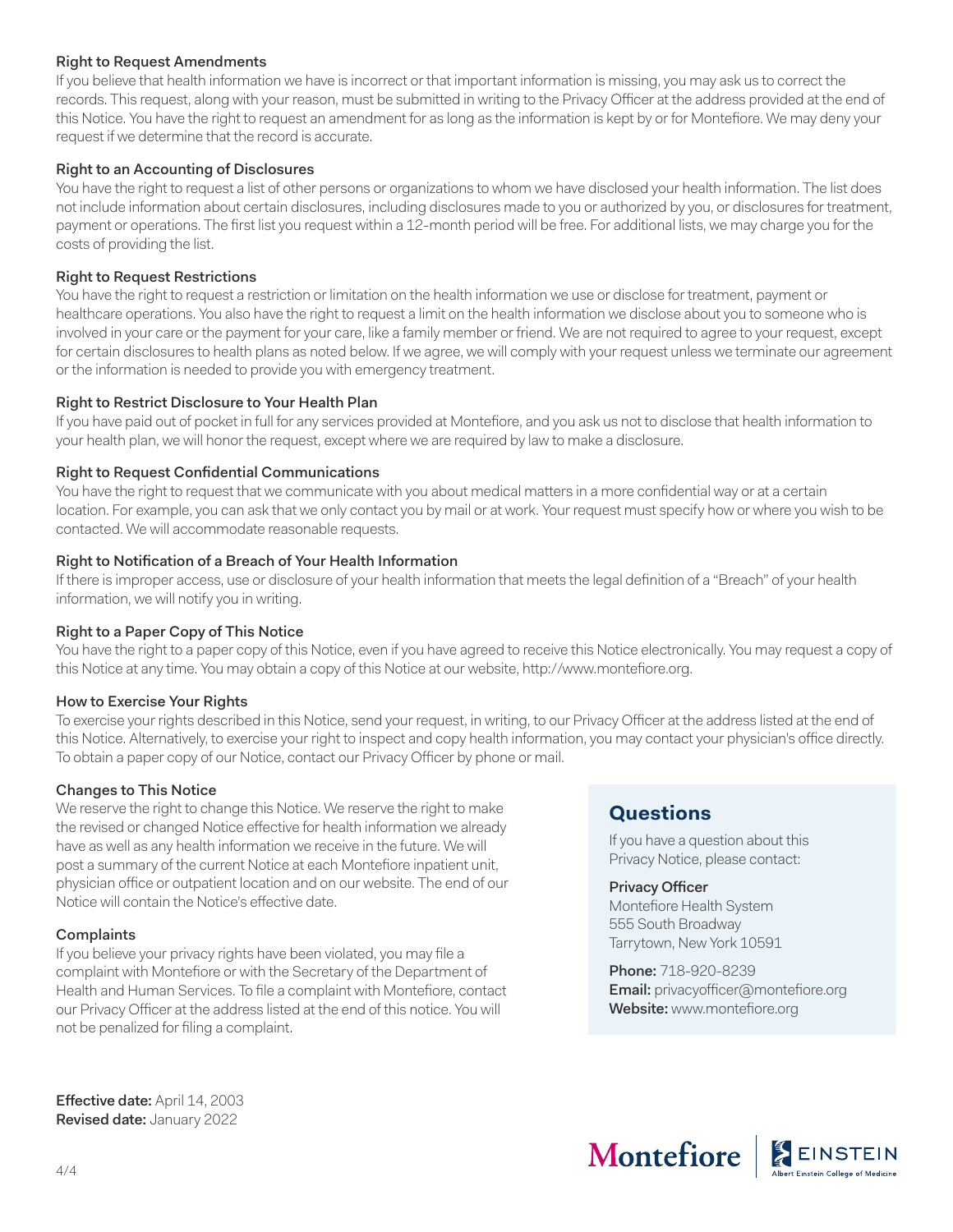### Right to Request Amendments

If you believe that health information we have is incorrect or that important information is missing, you may ask us to correct the records. This request, along with your reason, must be submitted in writing to the Privacy Officer at the address provided at the end of this Notice. You have the right to request an amendment for as long as the information is kept by or for Montefiore. We may deny your request if we determine that the record is accurate.

### Right to an Accounting of Disclosures

You have the right to request a list of other persons or organizations to whom we have disclosed your health information. The list does not include information about certain disclosures, including disclosures made to you or authorized by you, or disclosures for treatment, payment or operations. The first list you request within a 12-month period will be free. For additional lists, we may charge you for the costs of providing the list.

### Right to Request Restrictions

You have the right to request a restriction or limitation on the health information we use or disclose for treatment, payment or healthcare operations. You also have the right to request a limit on the health information we disclose about you to someone who is involved in your care or the payment for your care, like a family member or friend. We are not required to agree to your request, except for certain disclosures to health plans as noted below. If we agree, we will comply with your request unless we terminate our agreement or the information is needed to provide you with emergency treatment.

### Right to Restrict Disclosure to Your Health Plan

If you have paid out of pocket in full for any services provided at Montefiore, and you ask us not to disclose that health information to your health plan, we will honor the request, except where we are required by law to make a disclosure.

### Right to Request Confidential Communications

You have the right to request that we communicate with you about medical matters in a more confidential way or at a certain location. For example, you can ask that we only contact you by mail or at work. Your request must specify how or where you wish to be contacted. We will accommodate reasonable requests.

### Right to Notification of a Breach of Your Health Information

If there is improper access, use or disclosure of your health information that meets the legal definition of a "Breach" of your health information, we will notify you in writing.

### Right to a Paper Copy of This Notice

You have the right to a paper copy of this Notice, even if you have agreed to receive this Notice electronically. You may request a copy of this Notice at any time. You may obtain a copy of this Notice at our website, http://www.montefiore.org.

### How to Exercise Your Rights

To exercise your rights described in this Notice, send your request, in writing, to our Privacy Officer at the address listed at the end of this Notice. Alternatively, to exercise your right to inspect and copy health information, you may contact your physician's office directly. To obtain a paper copy of our Notice, contact our Privacy Officer by phone or mail.

### Changes to This Notice

We reserve the right to change this Notice. We reserve the right to make the revised or changed Notice effective for health information we already have as well as any health information we receive in the future. We will post a summary of the current Notice at each Montefiore inpatient unit, physician office or outpatient location and on our website. The end of our Notice will contain the Notice's effective date.

### Complaints

If you believe your privacy rights have been violated, you may file a complaint with Montefiore or with the Secretary of the Department of Health and Human Services. To file a complaint with Montefiore, contact our Privacy Officer at the address listed at the end of this notice. You will not be penalized for filing a complaint.

## Questions

If you have a question about this Privacy Notice, please contact:

**Privacy Officer**
Montefiore Health System
555 South Broadway
Tarrytown, New York 10591

**Phone:** 718-920-8239
**Email:** privacyofficer@montefiore.org
**Website:** www.montefiore.org

**Effective date:** April 14, 2003
**Revised date:** January 2022

Montefiore | EINSTEIN Albert Einstein College of Medicine